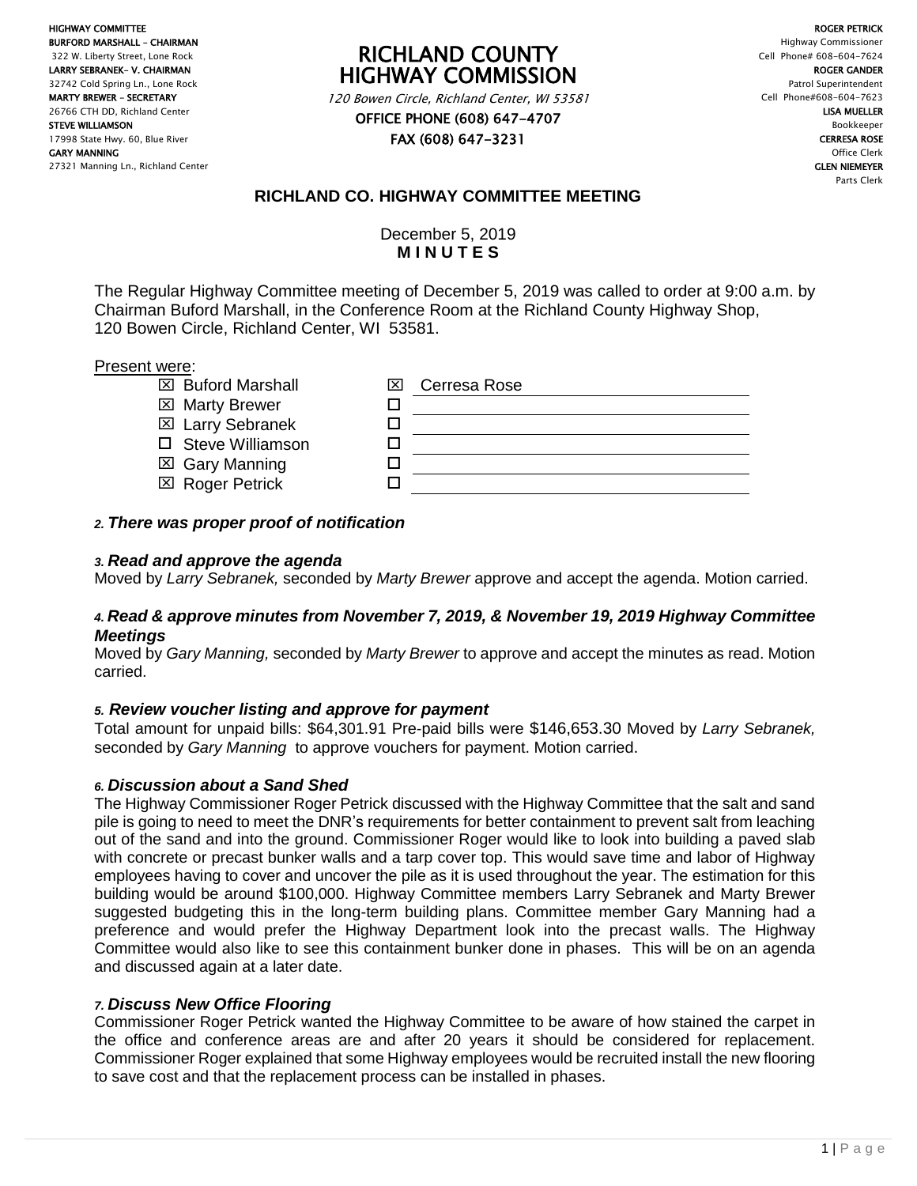HIGHWAY COMMITTEE
BUFORD MARSHALL – CHAIRMAN
322 W. Liberty Street, Lone Rock
LARRY SEBRANEK– V. CHAIRMAN
32742 Cold Spring Ln., Lone Rock
MARTY BREWER – SECRETARY
26766 CTH DD, Richland Center
STEVE WILLIAMSON
17998 State Hwy. 60, Blue River
GARY MANNING
27321 Manning Ln., Richland Center

# RICHLAND COUNTY HIGHWAY COMMISSION

*120 Bowen Circle, Richland Center, WI 53581*
OFFICE PHONE (608) 647-4707
FAX (608) 647-3231

ROGER PETRICK
Highway Commissioner
Cell Phone# 608-604-7624
ROGER GANDER
Patrol Superintendent
Cell Phone#608-604-7623
LISA MUELLER
Bookkeeper
CERRESA ROSE
Office Clerk
GLEN NIEMEYER
Parts Clerk

## RICHLAND CO. HIGHWAY COMMITTEE MEETING

December 5, 2019
**M I N U T E S**

The Regular Highway Committee meeting of December 5, 2019 was called to order at 9:00 a.m. by Chairman Buford Marshall, in the Conference Room at the Richland County Highway Shop, 120 Bowen Circle, Richland Center, WI 53581.

Present were:

- ☒ Buford Marshall
- ☒ Marty Brewer
- ☒ Larry Sebranek
- ☐ Steve Williamson
- ☒ Gary Manning
- ☒ Roger Petrick
- ☒ Cerresa Rose

### *2. There was proper proof of notification*

### *3. Read and approve the agenda*

Moved by *Larry Sebranek,* seconded by *Marty Brewer* approve and accept the agenda. Motion carried.

### *4. Read & approve minutes from November 7, 2019, & November 19, 2019 Highway Committee Meetings*

Moved by *Gary Manning,* seconded by *Marty Brewer* to approve and accept the minutes as read. Motion carried.

### *5. Review voucher listing and approve for payment*

Total amount for unpaid bills: $64,301.91 Pre-paid bills were $146,653.30 Moved by *Larry Sebranek,* seconded by *Gary Manning* to approve vouchers for payment. Motion carried.

### *6. Discussion about a Sand Shed*

The Highway Commissioner Roger Petrick discussed with the Highway Committee that the salt and sand pile is going to need to meet the DNR's requirements for better containment to prevent salt from leaching out of the sand and into the ground. Commissioner Roger would like to look into building a paved slab with concrete or precast bunker walls and a tarp cover top. This would save time and labor of Highway employees having to cover and uncover the pile as it is used throughout the year. The estimation for this building would be around $100,000. Highway Committee members Larry Sebranek and Marty Brewer suggested budgeting this in the long-term building plans. Committee member Gary Manning had a preference and would prefer the Highway Department look into the precast walls. The Highway Committee would also like to see this containment bunker done in phases. This will be on an agenda and discussed again at a later date.

### *7. Discuss New Office Flooring*

Commissioner Roger Petrick wanted the Highway Committee to be aware of how stained the carpet in the office and conference areas are and after 20 years it should be considered for replacement. Commissioner Roger explained that some Highway employees would be recruited install the new flooring to save cost and that the replacement process can be installed in phases.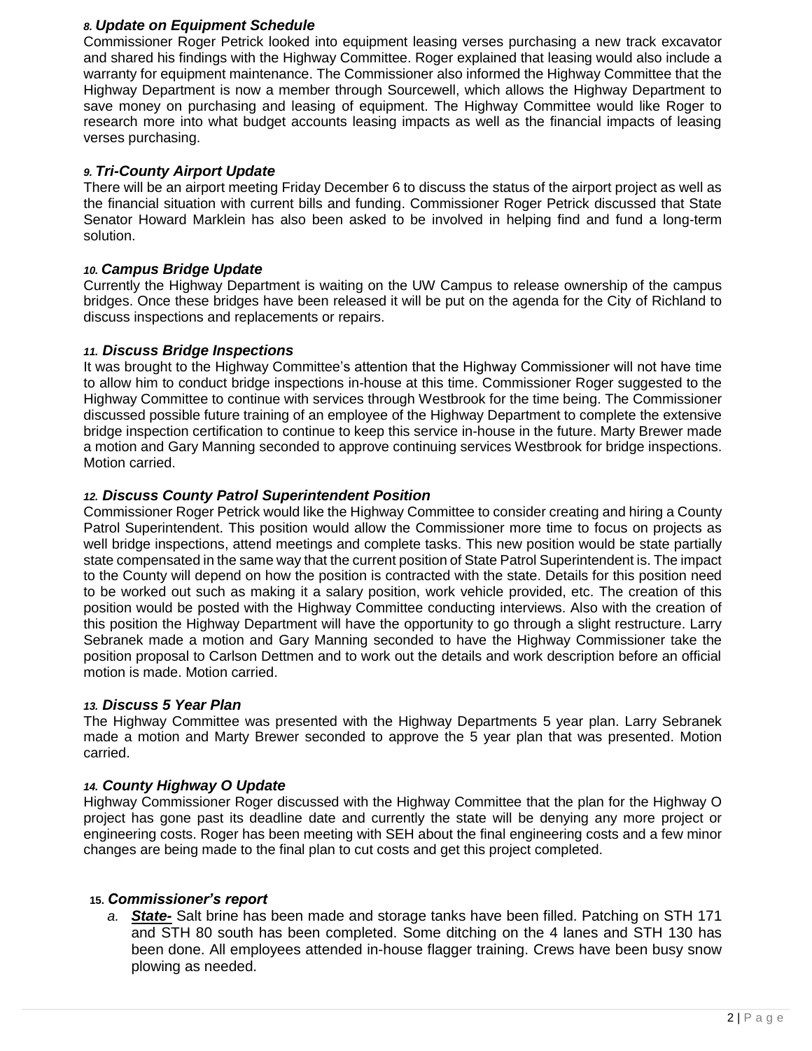### *8. Update on Equipment Schedule*

Commissioner Roger Petrick looked into equipment leasing verses purchasing a new track excavator and shared his findings with the Highway Committee. Roger explained that leasing would also include a warranty for equipment maintenance. The Commissioner also informed the Highway Committee that the Highway Department is now a member through Sourcewell, which allows the Highway Department to save money on purchasing and leasing of equipment. The Highway Committee would like Roger to research more into what budget accounts leasing impacts as well as the financial impacts of leasing verses purchasing.

### *9. Tri-County Airport Update*

There will be an airport meeting Friday December 6 to discuss the status of the airport project as well as the financial situation with current bills and funding. Commissioner Roger Petrick discussed that State Senator Howard Marklein has also been asked to be involved in helping find and fund a long-term solution.

### *10. Campus Bridge Update*

Currently the Highway Department is waiting on the UW Campus to release ownership of the campus bridges. Once these bridges have been released it will be put on the agenda for the City of Richland to discuss inspections and replacements or repairs.

### *11. Discuss Bridge Inspections*

It was brought to the Highway Committee's attention that the Highway Commissioner will not have time to allow him to conduct bridge inspections in-house at this time. Commissioner Roger suggested to the Highway Committee to continue with services through Westbrook for the time being. The Commissioner discussed possible future training of an employee of the Highway Department to complete the extensive bridge inspection certification to continue to keep this service in-house in the future. Marty Brewer made a motion and Gary Manning seconded to approve continuing services Westbrook for bridge inspections. Motion carried.

### *12. Discuss County Patrol Superintendent Position*

Commissioner Roger Petrick would like the Highway Committee to consider creating and hiring a County Patrol Superintendent. This position would allow the Commissioner more time to focus on projects as well bridge inspections, attend meetings and complete tasks. This new position would be state partially state compensated in the same way that the current position of State Patrol Superintendent is. The impact to the County will depend on how the position is contracted with the state. Details for this position need to be worked out such as making it a salary position, work vehicle provided, etc. The creation of this position would be posted with the Highway Committee conducting interviews. Also with the creation of this position the Highway Department will have the opportunity to go through a slight restructure. Larry Sebranek made a motion and Gary Manning seconded to have the Highway Commissioner take the position proposal to Carlson Dettmen and to work out the details and work description before an official motion is made. Motion carried.

### *13. Discuss 5 Year Plan*

The Highway Committee was presented with the Highway Departments 5 year plan. Larry Sebranek made a motion and Marty Brewer seconded to approve the 5 year plan that was presented. Motion carried.

### *14. County Highway O Update*

Highway Commissioner Roger discussed with the Highway Committee that the plan for the Highway O project has gone past its deadline date and currently the state will be denying any more project or engineering costs. Roger has been meeting with SEH about the final engineering costs and a few minor changes are being made to the final plan to cut costs and get this project completed.

### *15. Commissioner's report*

*a.* ***State-*** Salt brine has been made and storage tanks have been filled. Patching on STH 171 and STH 80 south has been completed. Some ditching on the 4 lanes and STH 130 has been done. All employees attended in-house flagger training. Crews have been busy snow plowing as needed.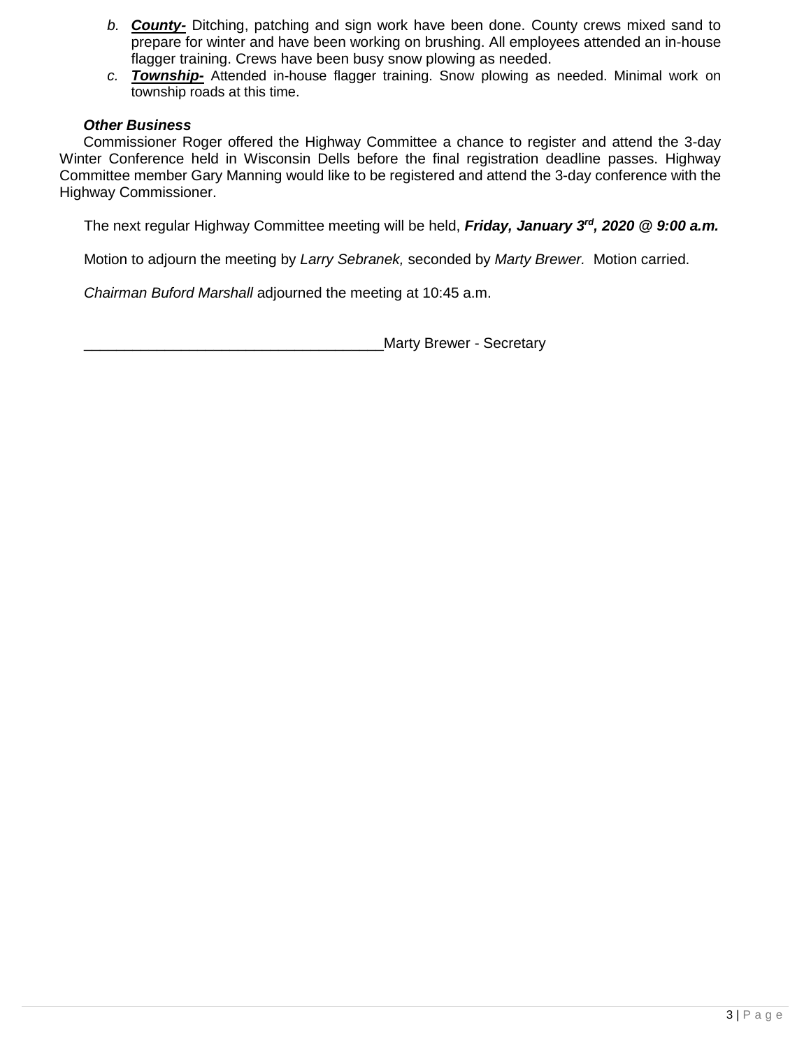b. ***County-*** Ditching, patching and sign work have been done. County crews mixed sand to prepare for winter and have been working on brushing. All employees attended an in-house flagger training. Crews have been busy snow plowing as needed.
c. ***Township-*** Attended in-house flagger training. Snow plowing as needed. Minimal work on township roads at this time.

***Other Business***

Commissioner Roger offered the Highway Committee a chance to register and attend the 3-day Winter Conference held in Wisconsin Dells before the final registration deadline passes. Highway Committee member Gary Manning would like to be registered and attend the 3-day conference with the Highway Commissioner.

The next regular Highway Committee meeting will be held, ***Friday, January 3rd, 2020 @ 9:00 a.m.***

Motion to adjourn the meeting by *Larry Sebranek,* seconded by *Marty Brewer.* Motion carried.

*Chairman Buford Marshall* adjourned the meeting at 10:45 a.m.

_____________________________________Marty Brewer - Secretary